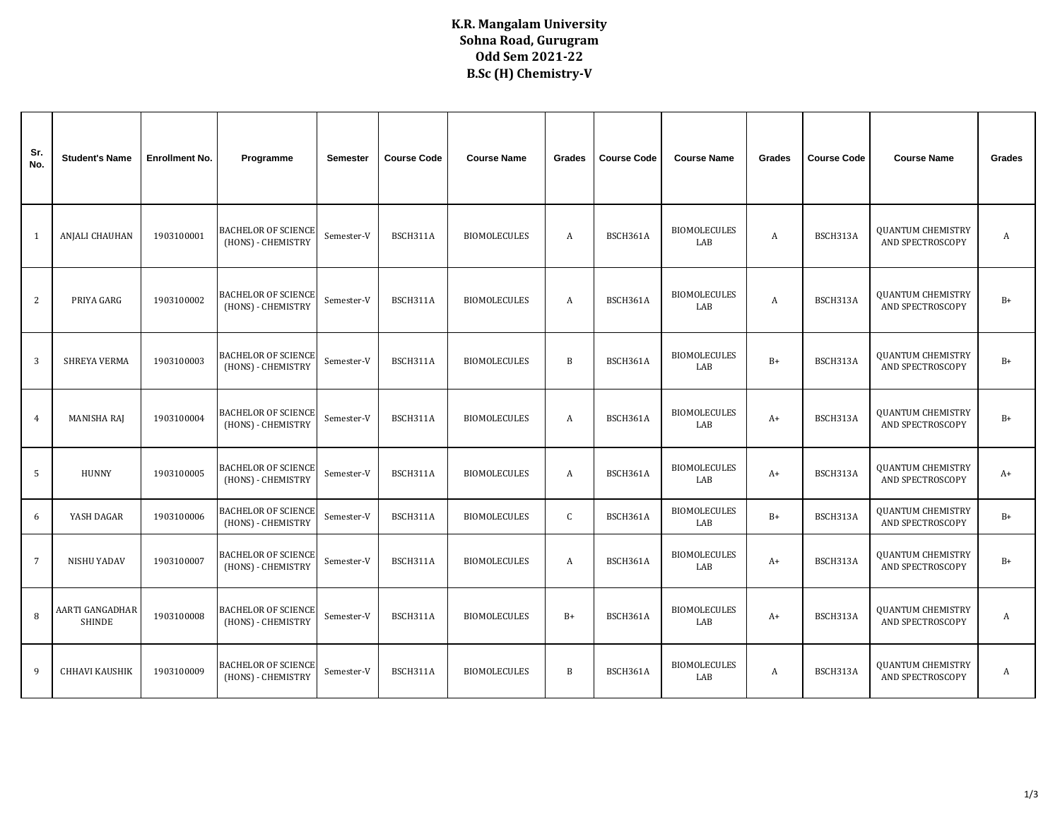**K.R. Mangalam University**
**Sohna Road, Gurugram**
**Odd Sem 2021-22**
**B.Sc (H) Chemistry-V**

| Sr. No. | Student's Name | Enrollment No. | Programme | Semester | Course Code | Course Name | Grades | Course Code | Course Name | Grades | Course Code | Course Name | Grades |
|---|---|---|---|---|---|---|---|---|---|---|---|---|---|
| 1 | ANJALI CHAUHAN | 1903100001 | BACHELOR OF SCIENCE (HONS) - CHEMISTRY | Semester-V | BSCH311A | BIOMOLECULES | A | BSCH361A | BIOMOLECULES LAB | A | BSCH313A | QUANTUM CHEMISTRY AND SPECTROSCOPY | A |
| 2 | PRIYA GARG | 1903100002 | BACHELOR OF SCIENCE (HONS) - CHEMISTRY | Semester-V | BSCH311A | BIOMOLECULES | A | BSCH361A | BIOMOLECULES LAB | A | BSCH313A | QUANTUM CHEMISTRY AND SPECTROSCOPY | B+ |
| 3 | SHREYA VERMA | 1903100003 | BACHELOR OF SCIENCE (HONS) - CHEMISTRY | Semester-V | BSCH311A | BIOMOLECULES | B | BSCH361A | BIOMOLECULES LAB | B+ | BSCH313A | QUANTUM CHEMISTRY AND SPECTROSCOPY | B+ |
| 4 | MANISHA RAJ | 1903100004 | BACHELOR OF SCIENCE (HONS) - CHEMISTRY | Semester-V | BSCH311A | BIOMOLECULES | A | BSCH361A | BIOMOLECULES LAB | A+ | BSCH313A | QUANTUM CHEMISTRY AND SPECTROSCOPY | B+ |
| 5 | HUNNY | 1903100005 | BACHELOR OF SCIENCE (HONS) - CHEMISTRY | Semester-V | BSCH311A | BIOMOLECULES | A | BSCH361A | BIOMOLECULES LAB | A+ | BSCH313A | QUANTUM CHEMISTRY AND SPECTROSCOPY | A+ |
| 6 | YASH DAGAR | 1903100006 | BACHELOR OF SCIENCE (HONS) - CHEMISTRY | Semester-V | BSCH311A | BIOMOLECULES | C | BSCH361A | BIOMOLECULES LAB | B+ | BSCH313A | QUANTUM CHEMISTRY AND SPECTROSCOPY | B+ |
| 7 | NISHU YADAV | 1903100007 | BACHELOR OF SCIENCE (HONS) - CHEMISTRY | Semester-V | BSCH311A | BIOMOLECULES | A | BSCH361A | BIOMOLECULES LAB | A+ | BSCH313A | QUANTUM CHEMISTRY AND SPECTROSCOPY | B+ |
| 8 | AARTI GANGADHAR SHINDE | 1903100008 | BACHELOR OF SCIENCE (HONS) - CHEMISTRY | Semester-V | BSCH311A | BIOMOLECULES | B+ | BSCH361A | BIOMOLECULES LAB | A+ | BSCH313A | QUANTUM CHEMISTRY AND SPECTROSCOPY | A |
| 9 | CHHAVI KAUSHIK | 1903100009 | BACHELOR OF SCIENCE (HONS) - CHEMISTRY | Semester-V | BSCH311A | BIOMOLECULES | B | BSCH361A | BIOMOLECULES LAB | A | BSCH313A | QUANTUM CHEMISTRY AND SPECTROSCOPY | A |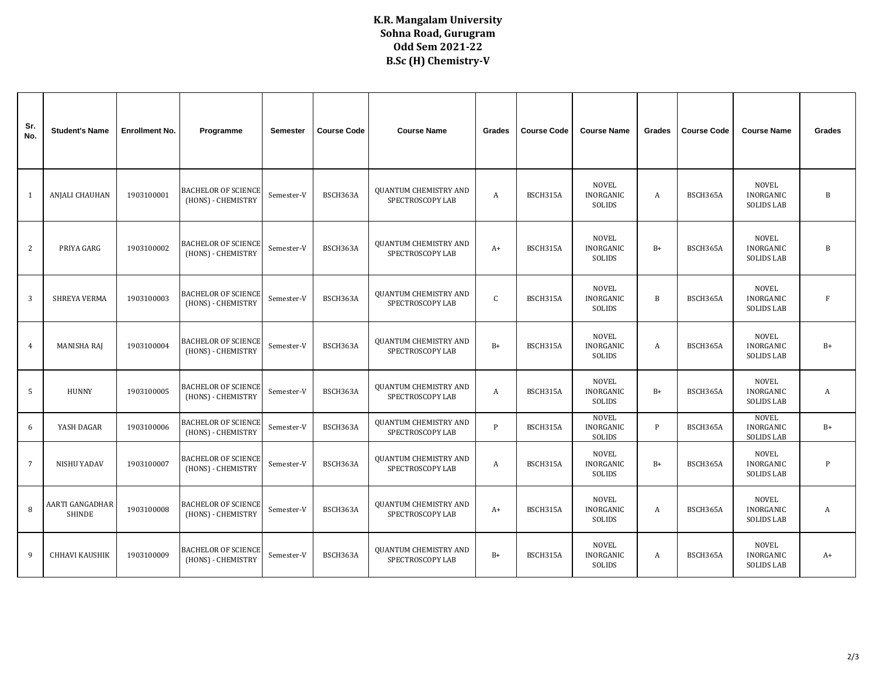# K.R. Mangalam University
## Sohna Road, Gurugram
## Odd Sem 2021-22
## B.Sc (H) Chemistry-V

| Sr. No. | Student's Name | Enrollment No. | Programme | Semester | Course Code | Course Name | Grades | Course Code | Course Name | Grades | Course Code | Course Name | Grades |
|---|---|---|---|---|---|---|---|---|---|---|---|---|---|
| 1 | ANJALI CHAUHAN | 1903100001 | BACHELOR OF SCIENCE (HONS) - CHEMISTRY | Semester-V | BSCH363A | QUANTUM CHEMISTRY AND SPECTROSCOPY LAB | A | BSCH315A | NOVEL INORGANIC SOLIDS | A | BSCH365A | NOVEL INORGANIC SOLIDS LAB | B |
| 2 | PRIYA GARG | 1903100002 | BACHELOR OF SCIENCE (HONS) - CHEMISTRY | Semester-V | BSCH363A | QUANTUM CHEMISTRY AND SPECTROSCOPY LAB | A+ | BSCH315A | NOVEL INORGANIC SOLIDS | B+ | BSCH365A | NOVEL INORGANIC SOLIDS LAB | B |
| 3 | SHREYA VERMA | 1903100003 | BACHELOR OF SCIENCE (HONS) - CHEMISTRY | Semester-V | BSCH363A | QUANTUM CHEMISTRY AND SPECTROSCOPY LAB | C | BSCH315A | NOVEL INORGANIC SOLIDS | B | BSCH365A | NOVEL INORGANIC SOLIDS LAB | F |
| 4 | MANISHA RAJ | 1903100004 | BACHELOR OF SCIENCE (HONS) - CHEMISTRY | Semester-V | BSCH363A | QUANTUM CHEMISTRY AND SPECTROSCOPY LAB | B+ | BSCH315A | NOVEL INORGANIC SOLIDS | A | BSCH365A | NOVEL INORGANIC SOLIDS LAB | B+ |
| 5 | HUNNY | 1903100005 | BACHELOR OF SCIENCE (HONS) - CHEMISTRY | Semester-V | BSCH363A | QUANTUM CHEMISTRY AND SPECTROSCOPY LAB | A | BSCH315A | NOVEL INORGANIC SOLIDS | B+ | BSCH365A | NOVEL INORGANIC SOLIDS LAB | A |
| 6 | YASH DAGAR | 1903100006 | BACHELOR OF SCIENCE (HONS) - CHEMISTRY | Semester-V | BSCH363A | QUANTUM CHEMISTRY AND SPECTROSCOPY LAB | P | BSCH315A | NOVEL INORGANIC SOLIDS | P | BSCH365A | NOVEL INORGANIC SOLIDS LAB | B+ |
| 7 | NISHU YADAV | 1903100007 | BACHELOR OF SCIENCE (HONS) - CHEMISTRY | Semester-V | BSCH363A | QUANTUM CHEMISTRY AND SPECTROSCOPY LAB | A | BSCH315A | NOVEL INORGANIC SOLIDS | B+ | BSCH365A | NOVEL INORGANIC SOLIDS LAB | P |
| 8 | AARTI GANGADHAR SHINDE | 1903100008 | BACHELOR OF SCIENCE (HONS) - CHEMISTRY | Semester-V | BSCH363A | QUANTUM CHEMISTRY AND SPECTROSCOPY LAB | A+ | BSCH315A | NOVEL INORGANIC SOLIDS | A | BSCH365A | NOVEL INORGANIC SOLIDS LAB | A |
| 9 | CHHAVI KAUSHIK | 1903100009 | BACHELOR OF SCIENCE (HONS) - CHEMISTRY | Semester-V | BSCH363A | QUANTUM CHEMISTRY AND SPECTROSCOPY LAB | B+ | BSCH315A | NOVEL INORGANIC SOLIDS | A | BSCH365A | NOVEL INORGANIC SOLIDS LAB | A+ |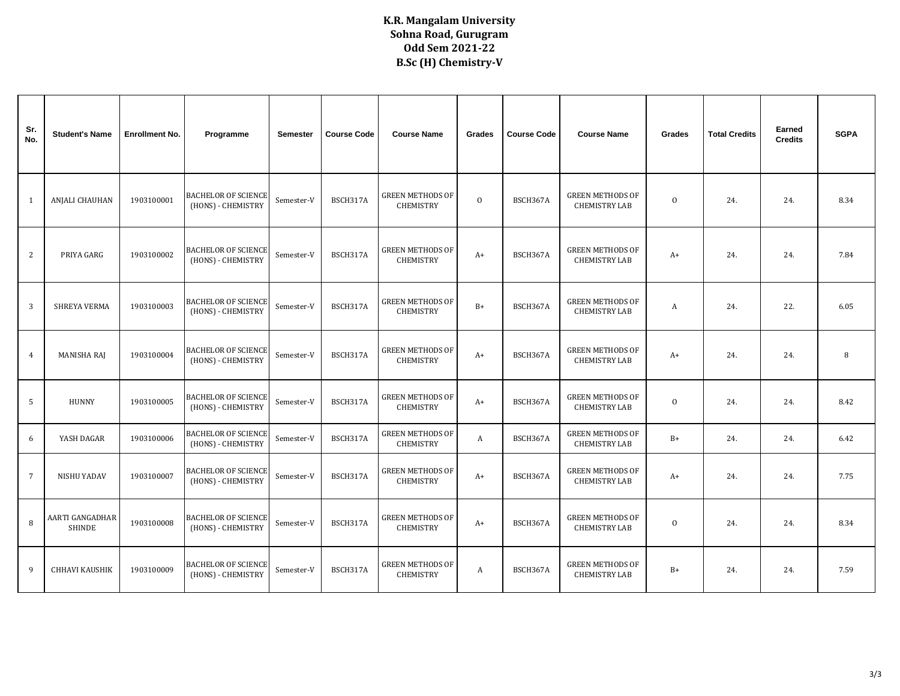**K.R. Mangalam University**
**Sohna Road, Gurugram**
**Odd Sem 2021-22**
**B.Sc (H) Chemistry-V**

| Sr. No. | Student's Name | Enrollment No. | Programme | Semester | Course Code | Course Name | Grades | Course Code | Course Name | Grades | Total Credits | Earned Credits | SGPA |
|---|---|---|---|---|---|---|---|---|---|---|---|---|---|
| 1 | ANJALI CHAUHAN | 1903100001 | BACHELOR OF SCIENCE (HONS) - CHEMISTRY | Semester-V | BSCH317A | GREEN METHODS OF CHEMISTRY | O | BSCH367A | GREEN METHODS OF CHEMISTRY LAB | O | 24. | 24. | 8.34 |
| 2 | PRIYA GARG | 1903100002 | BACHELOR OF SCIENCE (HONS) - CHEMISTRY | Semester-V | BSCH317A | GREEN METHODS OF CHEMISTRY | A+ | BSCH367A | GREEN METHODS OF CHEMISTRY LAB | A+ | 24. | 24. | 7.84 |
| 3 | SHREYA VERMA | 1903100003 | BACHELOR OF SCIENCE (HONS) - CHEMISTRY | Semester-V | BSCH317A | GREEN METHODS OF CHEMISTRY | B+ | BSCH367A | GREEN METHODS OF CHEMISTRY LAB | A | 24. | 22. | 6.05 |
| 4 | MANISHA RAJ | 1903100004 | BACHELOR OF SCIENCE (HONS) - CHEMISTRY | Semester-V | BSCH317A | GREEN METHODS OF CHEMISTRY | A+ | BSCH367A | GREEN METHODS OF CHEMISTRY LAB | A+ | 24. | 24. | 8 |
| 5 | HUNNY | 1903100005 | BACHELOR OF SCIENCE (HONS) - CHEMISTRY | Semester-V | BSCH317A | GREEN METHODS OF CHEMISTRY | A+ | BSCH367A | GREEN METHODS OF CHEMISTRY LAB | O | 24. | 24. | 8.42 |
| 6 | YASH DAGAR | 1903100006 | BACHELOR OF SCIENCE (HONS) - CHEMISTRY | Semester-V | BSCH317A | GREEN METHODS OF CHEMISTRY | A | BSCH367A | GREEN METHODS OF CHEMISTRY LAB | B+ | 24. | 24. | 6.42 |
| 7 | NISHU YADAV | 1903100007 | BACHELOR OF SCIENCE (HONS) - CHEMISTRY | Semester-V | BSCH317A | GREEN METHODS OF CHEMISTRY | A+ | BSCH367A | GREEN METHODS OF CHEMISTRY LAB | A+ | 24. | 24. | 7.75 |
| 8 | AARTI GANGADHAR SHINDE | 1903100008 | BACHELOR OF SCIENCE (HONS) - CHEMISTRY | Semester-V | BSCH317A | GREEN METHODS OF CHEMISTRY | A+ | BSCH367A | GREEN METHODS OF CHEMISTRY LAB | O | 24. | 24. | 8.34 |
| 9 | CHHAVI KAUSHIK | 1903100009 | BACHELOR OF SCIENCE (HONS) - CHEMISTRY | Semester-V | BSCH317A | GREEN METHODS OF CHEMISTRY | A | BSCH367A | GREEN METHODS OF CHEMISTRY LAB | B+ | 24. | 24. | 7.59 |